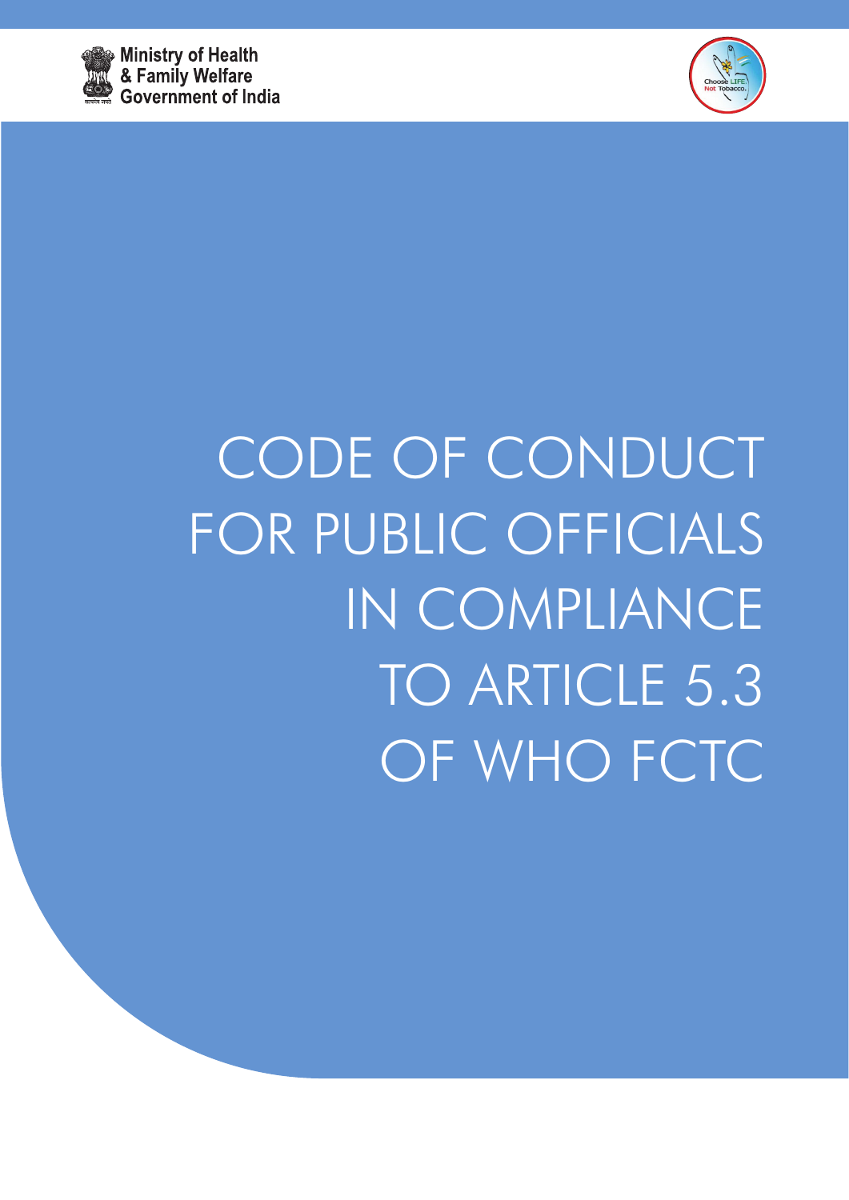Ministry of Health
& Family Welfare
Government of India

Choose LIFE. Not Tobacco.

# CODE OF CONDUCT FOR PUBLIC OFFICIALS IN COMPLIANCE TO ARTICLE 5.3 OF WHO FCTC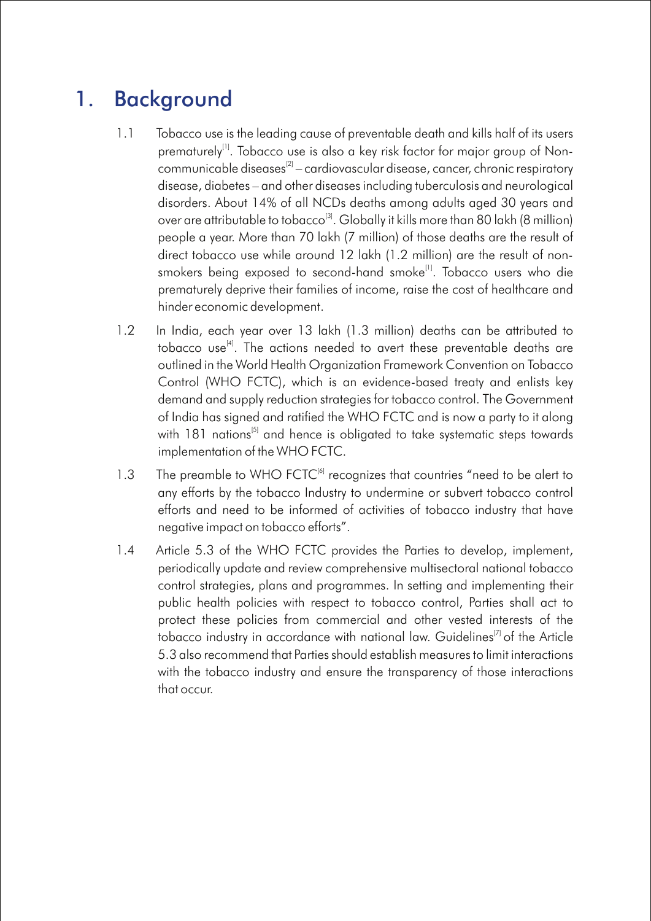# 1. Background

1.1 Tobacco use is the leading cause of preventable death and kills half of its users prematurely[1]. Tobacco use is also a key risk factor for major group of Non-communicable diseases[2] – cardiovascular disease, cancer, chronic respiratory disease, diabetes – and other diseases including tuberculosis and neurological disorders. About 14% of all NCDs deaths among adults aged 30 years and over are attributable to tobacco[3]. Globally it kills more than 80 lakh (8 million) people a year. More than 70 lakh (7 million) of those deaths are the result of direct tobacco use while around 12 lakh (1.2 million) are the result of non-smokers being exposed to second-hand smoke[1]. Tobacco users who die prematurely deprive their families of income, raise the cost of healthcare and hinder economic development.

1.2 In India, each year over 13 lakh (1.3 million) deaths can be attributed to tobacco use[4]. The actions needed to avert these preventable deaths are outlined in the World Health Organization Framework Convention on Tobacco Control (WHO FCTC), which is an evidence-based treaty and enlists key demand and supply reduction strategies for tobacco control. The Government of India has signed and ratified the WHO FCTC and is now a party to it along with 181 nations[5] and hence is obligated to take systematic steps towards implementation of the WHO FCTC.

1.3 The preamble to WHO FCTC[6] recognizes that countries "need to be alert to any efforts by the tobacco Industry to undermine or subvert tobacco control efforts and need to be informed of activities of tobacco industry that have negative impact on tobacco efforts".

1.4 Article 5.3 of the WHO FCTC provides the Parties to develop, implement, periodically update and review comprehensive multisectoral national tobacco control strategies, plans and programmes. In setting and implementing their public health policies with respect to tobacco control, Parties shall act to protect these policies from commercial and other vested interests of the tobacco industry in accordance with national law. Guidelines[7] of the Article 5.3 also recommend that Parties should establish measures to limit interactions with the tobacco industry and ensure the transparency of those interactions that occur.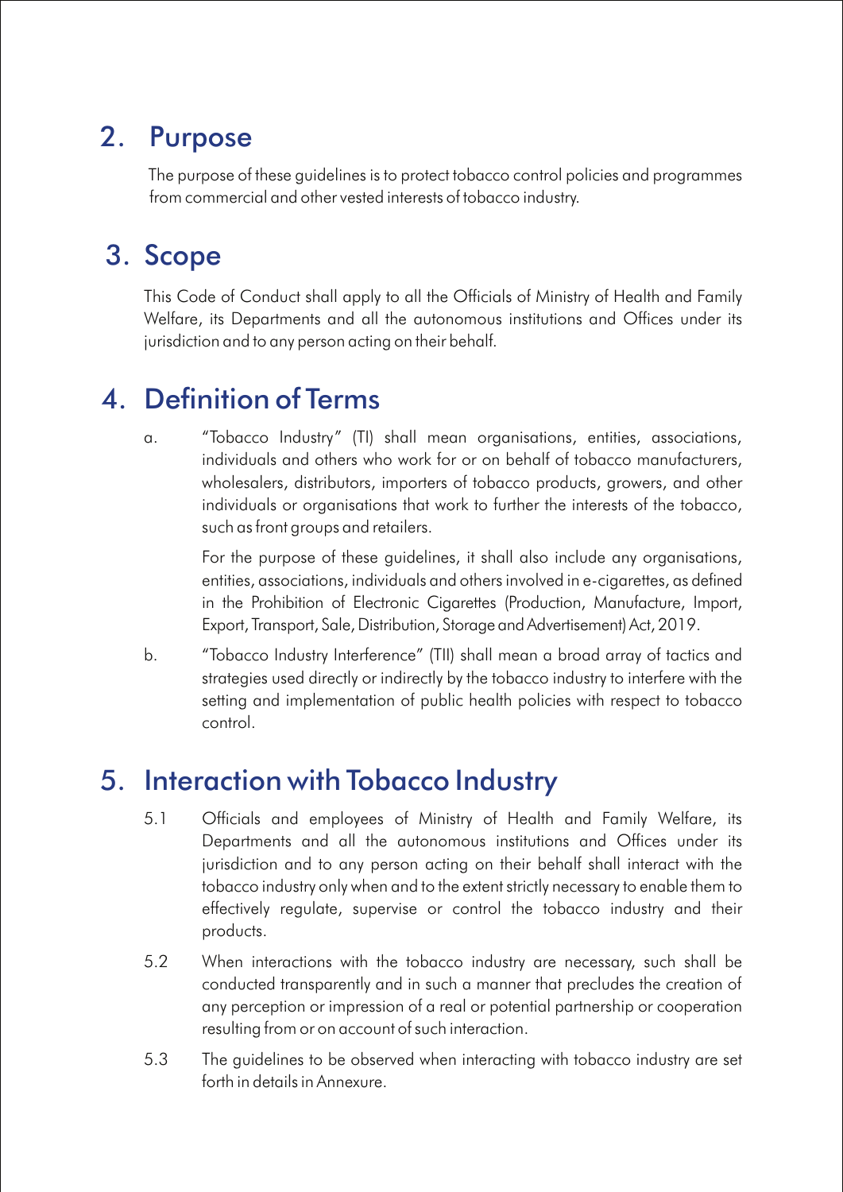## 2. Purpose

The purpose of these guidelines is to protect tobacco control policies and programmes from commercial and other vested interests of tobacco industry.

## 3. Scope

This Code of Conduct shall apply to all the Officials of Ministry of Health and Family Welfare, its Departments and all the autonomous institutions and Offices under its jurisdiction and to any person acting on their behalf.

## 4. Definition of Terms

a. "Tobacco Industry" (TI) shall mean organisations, entities, associations, individuals and others who work for or on behalf of tobacco manufacturers, wholesalers, distributors, importers of tobacco products, growers, and other individuals or organisations that work to further the interests of the tobacco, such as front groups and retailers.

   For the purpose of these guidelines, it shall also include any organisations, entities, associations, individuals and others involved in e-cigarettes, as defined in the Prohibition of Electronic Cigarettes (Production, Manufacture, Import, Export, Transport, Sale, Distribution, Storage and Advertisement) Act, 2019.

b. "Tobacco Industry Interference" (TII) shall mean a broad array of tactics and strategies used directly or indirectly by the tobacco industry to interfere with the setting and implementation of public health policies with respect to tobacco control.

## 5. Interaction with Tobacco Industry

5.1 Officials and employees of Ministry of Health and Family Welfare, its Departments and all the autonomous institutions and Offices under its jurisdiction and to any person acting on their behalf shall interact with the tobacco industry only when and to the extent strictly necessary to enable them to effectively regulate, supervise or control the tobacco industry and their products.

5.2 When interactions with the tobacco industry are necessary, such shall be conducted transparently and in such a manner that precludes the creation of any perception or impression of a real or potential partnership or cooperation resulting from or on account of such interaction.

5.3 The guidelines to be observed when interacting with tobacco industry are set forth in details in Annexure.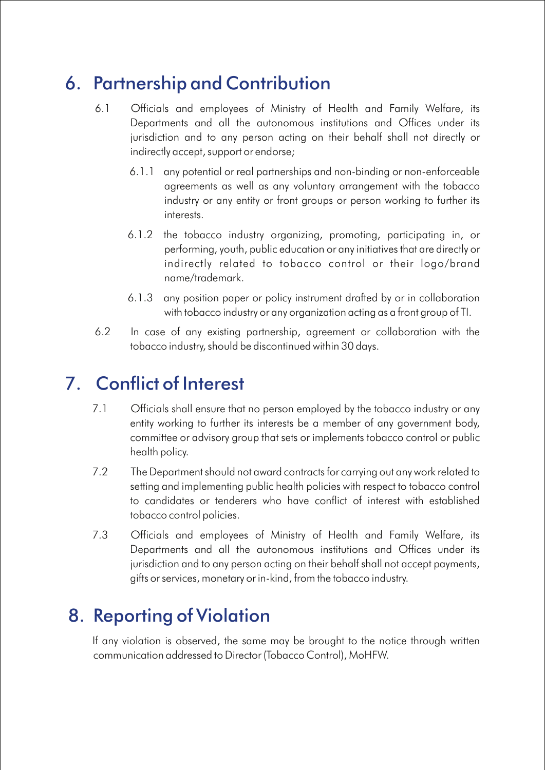## 6. Partnership and Contribution

6.1 Officials and employees of Ministry of Health and Family Welfare, its Departments and all the autonomous institutions and Offices under its jurisdiction and to any person acting on their behalf shall not directly or indirectly accept, support or endorse;

6.1.1 any potential or real partnerships and non-binding or non-enforceable agreements as well as any voluntary arrangement with the tobacco industry or any entity or front groups or person working to further its interests.

6.1.2 the tobacco industry organizing, promoting, participating in, or performing, youth, public education or any initiatives that are directly or indirectly related to tobacco control or their logo/brand name/trademark.

6.1.3 any position paper or policy instrument drafted by or in collaboration with tobacco industry or any organization acting as a front group of TI.

6.2 In case of any existing partnership, agreement or collaboration with the tobacco industry, should be discontinued within 30 days.

## 7. Conflict of Interest

7.1 Officials shall ensure that no person employed by the tobacco industry or any entity working to further its interests be a member of any government body, committee or advisory group that sets or implements tobacco control or public health policy.

7.2 The Department should not award contracts for carrying out any work related to setting and implementing public health policies with respect to tobacco control to candidates or tenderers who have conflict of interest with established tobacco control policies.

7.3 Officials and employees of Ministry of Health and Family Welfare, its Departments and all the autonomous institutions and Offices under its jurisdiction and to any person acting on their behalf shall not accept payments, gifts or services, monetary or in-kind, from the tobacco industry.

## 8. Reporting of Violation

If any violation is observed, the same may be brought to the notice through written communication addressed to Director (Tobacco Control), MoHFW.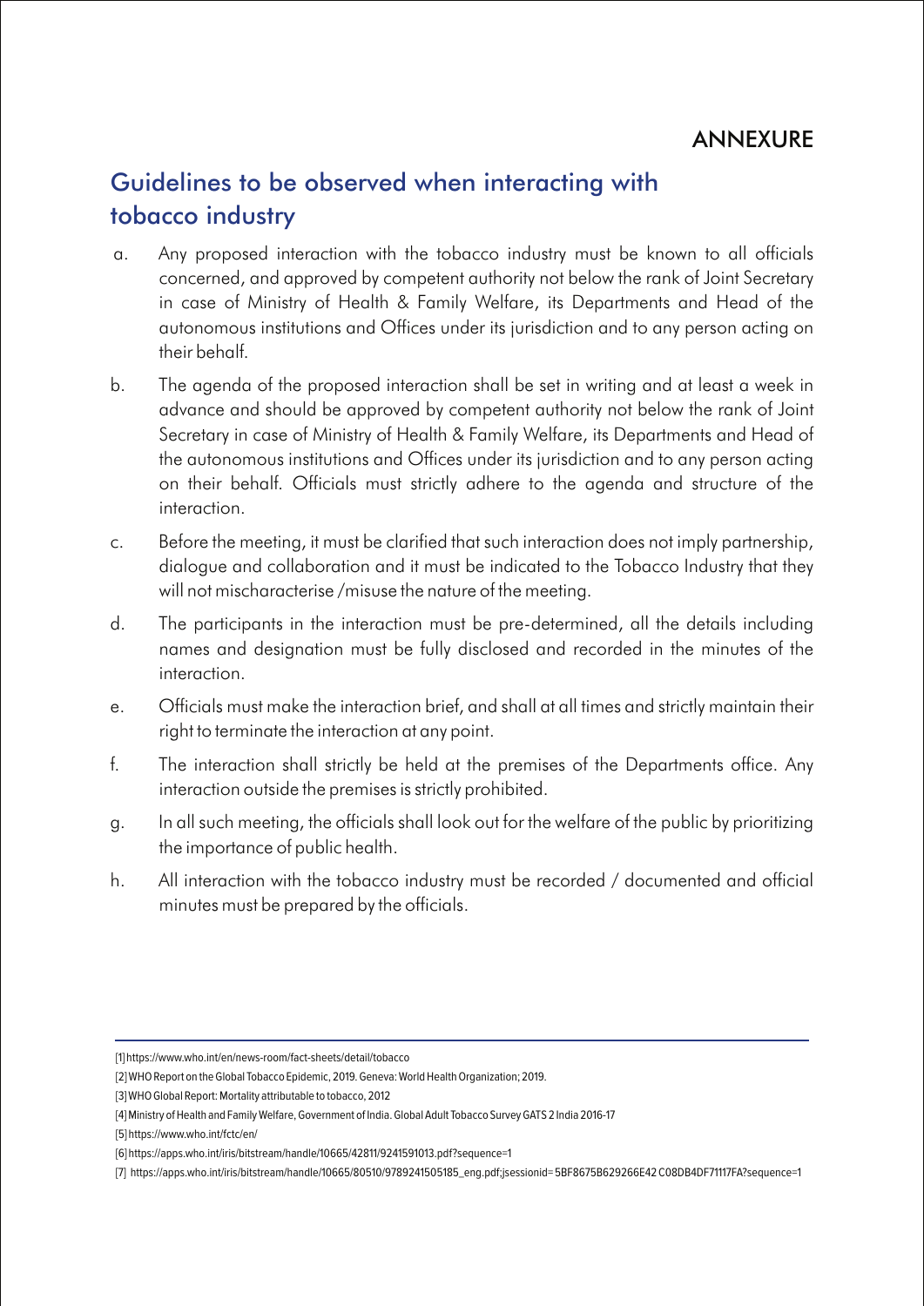# ANNEXURE

## Guidelines to be observed when interacting with tobacco industry

a. Any proposed interaction with the tobacco industry must be known to all officials concerned, and approved by competent authority not below the rank of Joint Secretary in case of Ministry of Health & Family Welfare, its Departments and Head of the autonomous institutions and Offices under its jurisdiction and to any person acting on their behalf.

b. The agenda of the proposed interaction shall be set in writing and at least a week in advance and should be approved by competent authority not below the rank of Joint Secretary in case of Ministry of Health & Family Welfare, its Departments and Head of the autonomous institutions and Offices under its jurisdiction and to any person acting on their behalf. Officials must strictly adhere to the agenda and structure of the interaction.

c. Before the meeting, it must be clarified that such interaction does not imply partnership, dialogue and collaboration and it must be indicated to the Tobacco Industry that they will not mischaracterise /misuse the nature of the meeting.

d. The participants in the interaction must be pre-determined, all the details including names and designation must be fully disclosed and recorded in the minutes of the interaction.

e. Officials must make the interaction brief, and shall at all times and strictly maintain their right to terminate the interaction at any point.

f. The interaction shall strictly be held at the premises of the Departments office. Any interaction outside the premises is strictly prohibited.

g. In all such meeting, the officials shall look out for the welfare of the public by prioritizing the importance of public health.

h. All interaction with the tobacco industry must be recorded / documented and official minutes must be prepared by the officials.

---

[1] https://www.who.int/en/news-room/fact-sheets/detail/tobacco

[2] WHO Report on the Global Tobacco Epidemic, 2019. Geneva: World Health Organization; 2019.

[3] WHO Global Report: Mortality attributable to tobacco, 2012

[4] Ministry of Health and Family Welfare, Government of India. Global Adult Tobacco Survey GATS 2 India 2016-17

[5] https://www.who.int/fctc/en/

[6] https://apps.who.int/iris/bitstream/handle/10665/42811/9241591013.pdf?sequence=1

[7] https://apps.who.int/iris/bitstream/handle/10665/80510/9789241505185_eng.pdf;jsessionid=5BF8675B629266E42C08DB4DF71117FA?sequence=1